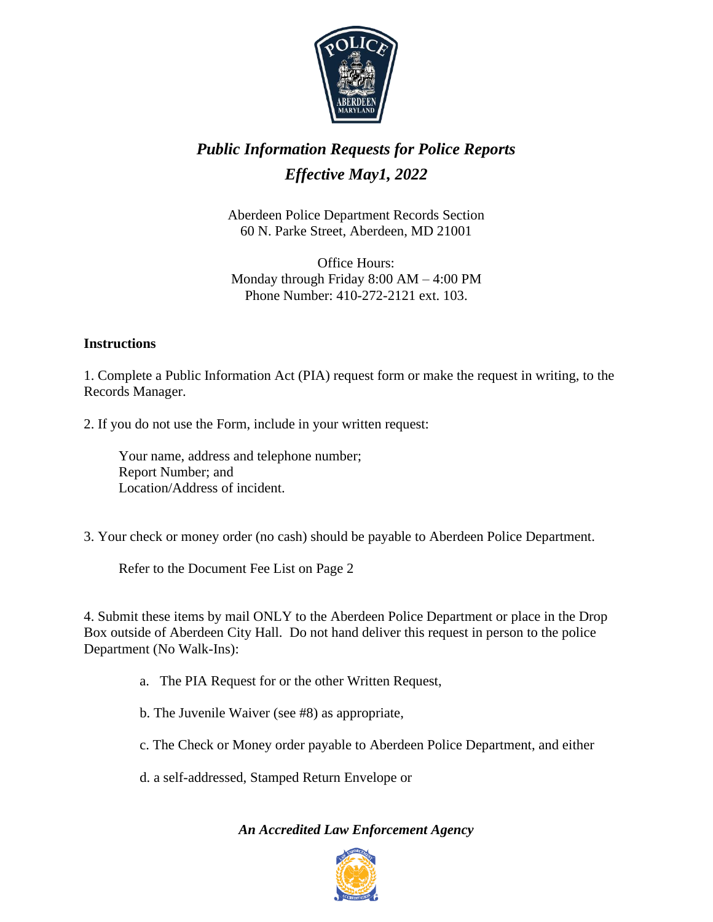# *Public Information Requests for Police Reports*
## *Effective May1, 2022*

Aberdeen Police Department Records Section
60 N. Parke Street, Aberdeen, MD 21001

Office Hours:
Monday through Friday 8:00 AM – 4:00 PM
Phone Number: 410-272-2121 ext. 103.

**Instructions**

1. Complete a Public Information Act (PIA) request form or make the request in writing, to the Records Manager.

2. If you do not use the Form, include in your written request:

   Your name, address and telephone number;
   Report Number; and
   Location/Address of incident.

3. Your check or money order (no cash) should be payable to Aberdeen Police Department.

   Refer to the Document Fee List on Page 2

4. Submit these items by mail ONLY to the Aberdeen Police Department or place in the Drop Box outside of Aberdeen City Hall. Do not hand deliver this request in person to the police Department (No Walk-Ins):

   a. The PIA Request for or the other Written Request,

   b. The Juvenile Waiver (see #8) as appropriate,

   c. The Check or Money order payable to Aberdeen Police Department, and either

   d. a self-addressed, Stamped Return Envelope or

***An Accredited Law Enforcement Agency***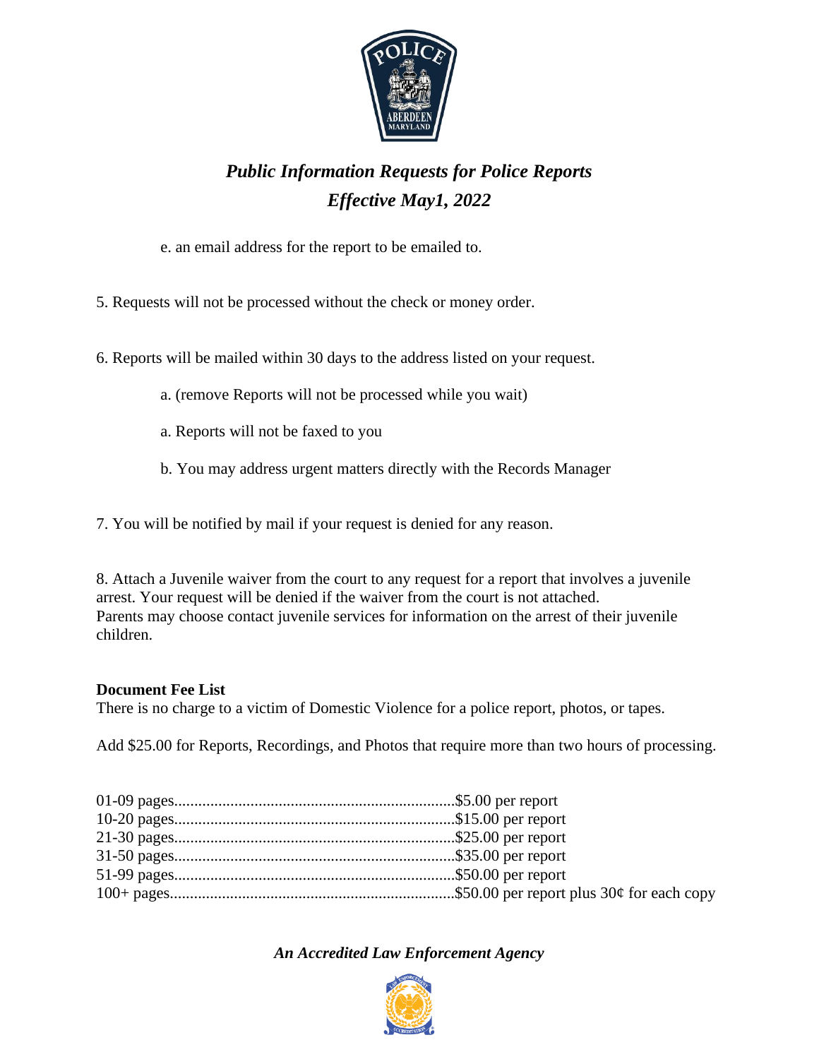# *Public Information Requests for Police Reports*
## *Effective May1, 2022*

e. an email address for the report to be emailed to.

5. Requests will not be processed without the check or money order.

6. Reports will be mailed within 30 days to the address listed on your request.

    a. (remove Reports will not be processed while you wait)

    a. Reports will not be faxed to you

    b. You may address urgent matters directly with the Records Manager

7. You will be notified by mail if your request is denied for any reason.

8. Attach a Juvenile waiver from the court to any request for a report that involves a juvenile arrest. Your request will be denied if the waiver from the court is not attached.
Parents may choose contact juvenile services for information on the arrest of their juvenile children.

**Document Fee List**
There is no charge to a victim of Domestic Violence for a police report, photos, or tapes.

Add $25.00 for Reports, Recordings, and Photos that require more than two hours of processing.

01-09 pages......................................................................$5.00 per report
10-20 pages......................................................................$15.00 per report
21-30 pages......................................................................$25.00 per report
31-50 pages......................................................................$35.00 per report
51-99 pages......................................................................$50.00 per report
100+ pages.......................................................................$50.00 per report plus 30¢ for each copy

*An Accredited Law Enforcement Agency*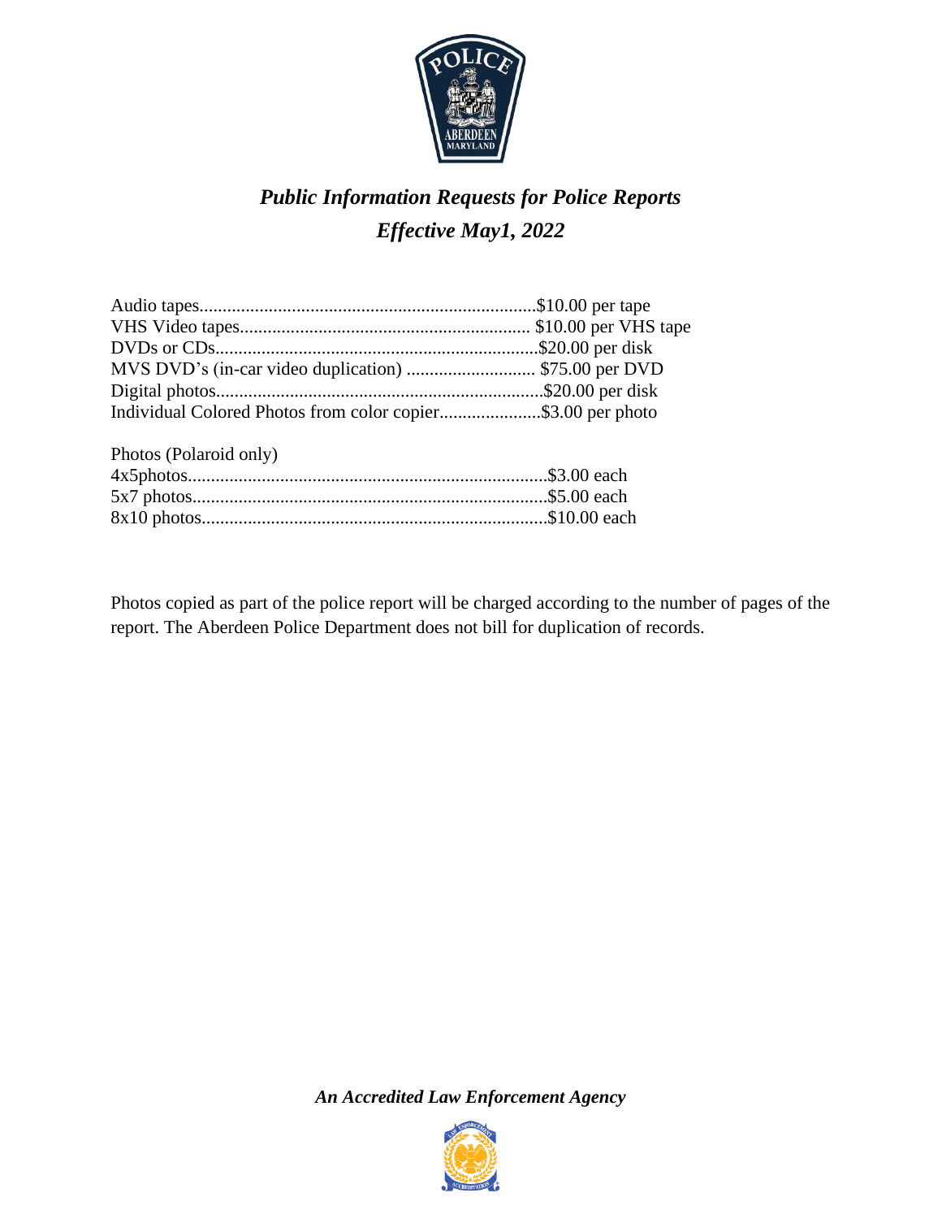## *Public Information Requests for Police Reports*
## *Effective May1, 2022*

Audio tapes.........................................................................$10.00 per tape
VHS Video tapes............................................................... $10.00 per VHS tape
DVDs or CDs......................................................................$20.00 per disk
MVS DVD's (in-car video duplication) ............................ $75.00 per DVD
Digital photos.......................................................................$20.00 per disk
Individual Colored Photos from color copier......................$3.00 per photo

Photos (Polaroid only)
4x5photos..............................................................................$3.00 each
5x7 photos.............................................................................$5.00 each
8x10 photos..........................................................................$10.00 each

Photos copied as part of the police report will be charged according to the number of pages of the report. The Aberdeen Police Department does not bill for duplication of records.

***An Accredited Law Enforcement Agency***